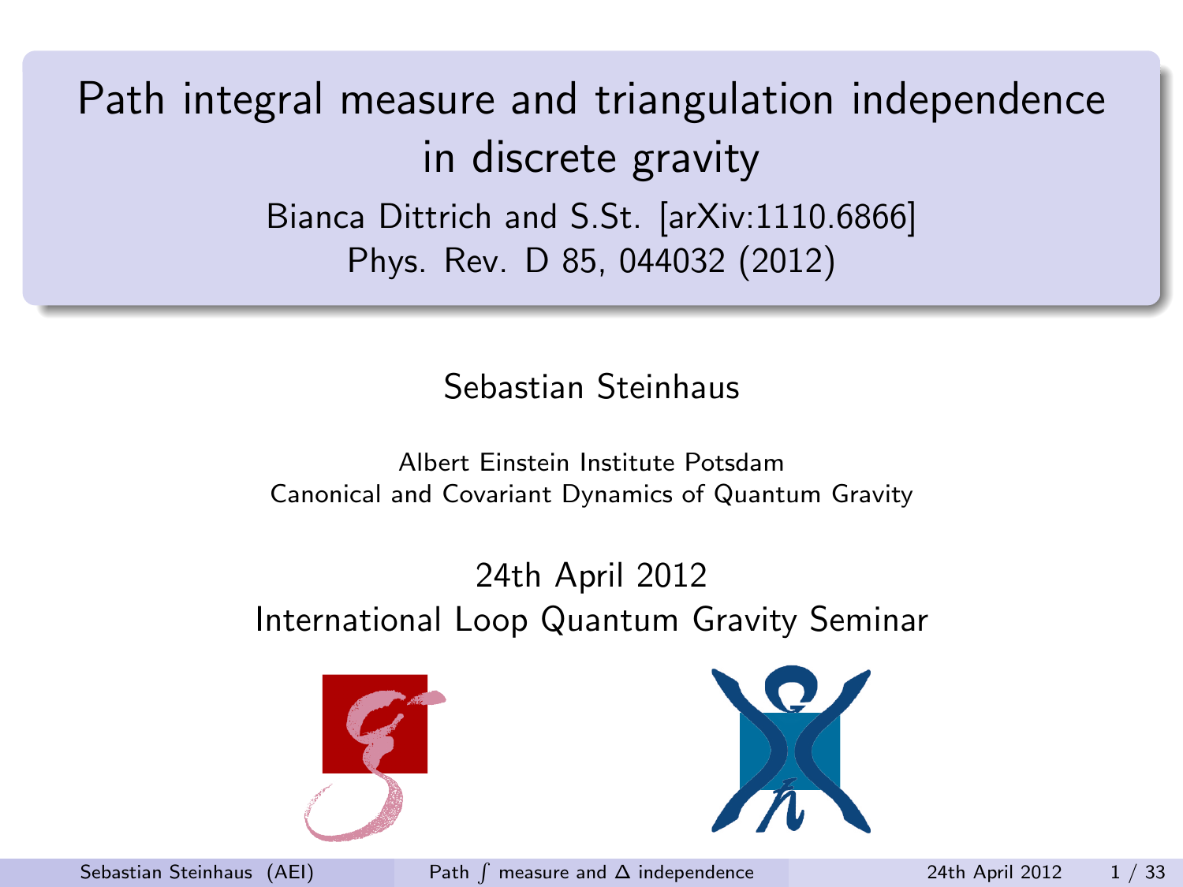# Path integral measure and triangulation independence in discrete gravity

Bianca Dittrich and S.St. [arXiv:1110.6866]

Phys. Rev. D 85, 044032 (2012)

Sebastian Steinhaus

Albert Einstein Institute Potsdam

Canonical and Covariant Dynamics of Quantum Gravity

24th April 2012

International Loop Quantum Gravity Seminar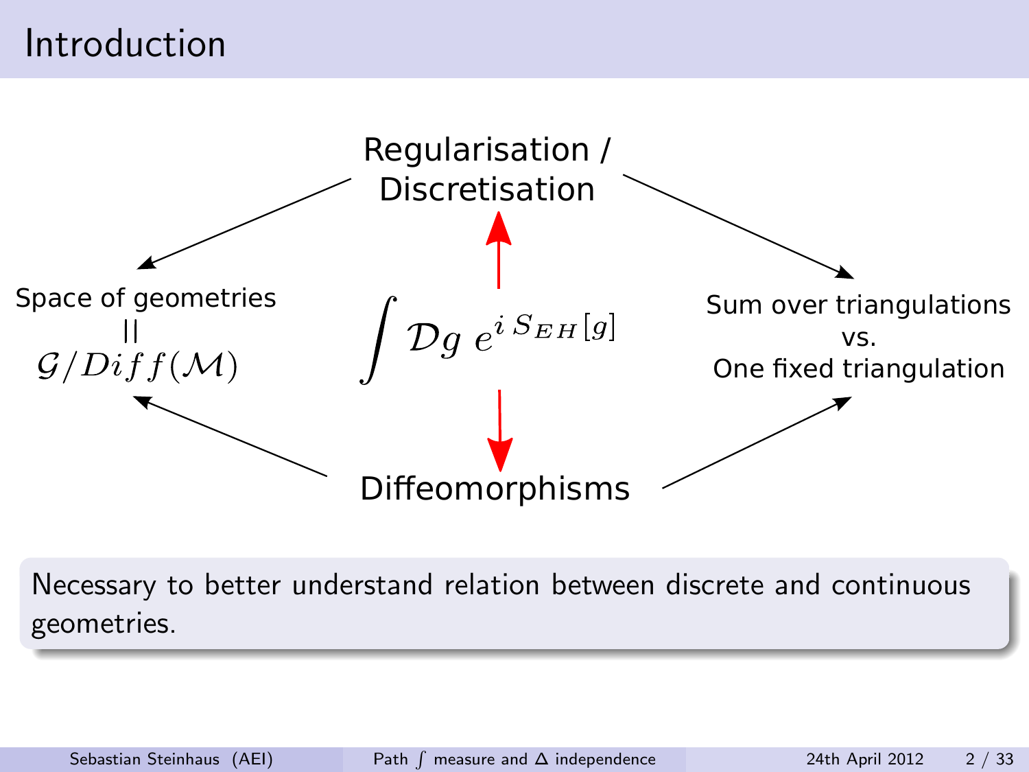# Introduction

Regularisation / Discretisation

Space of geometries
||
$\mathcal{G}/Diff(\mathcal{M})$

$$\int \mathcal{D}g \; e^{i\, S_{EH}[g]}$$

Sum over triangulations
vs.
One fixed triangulation

Diffeomorphisms

Necessary to better understand relation between discrete and continuous geometries.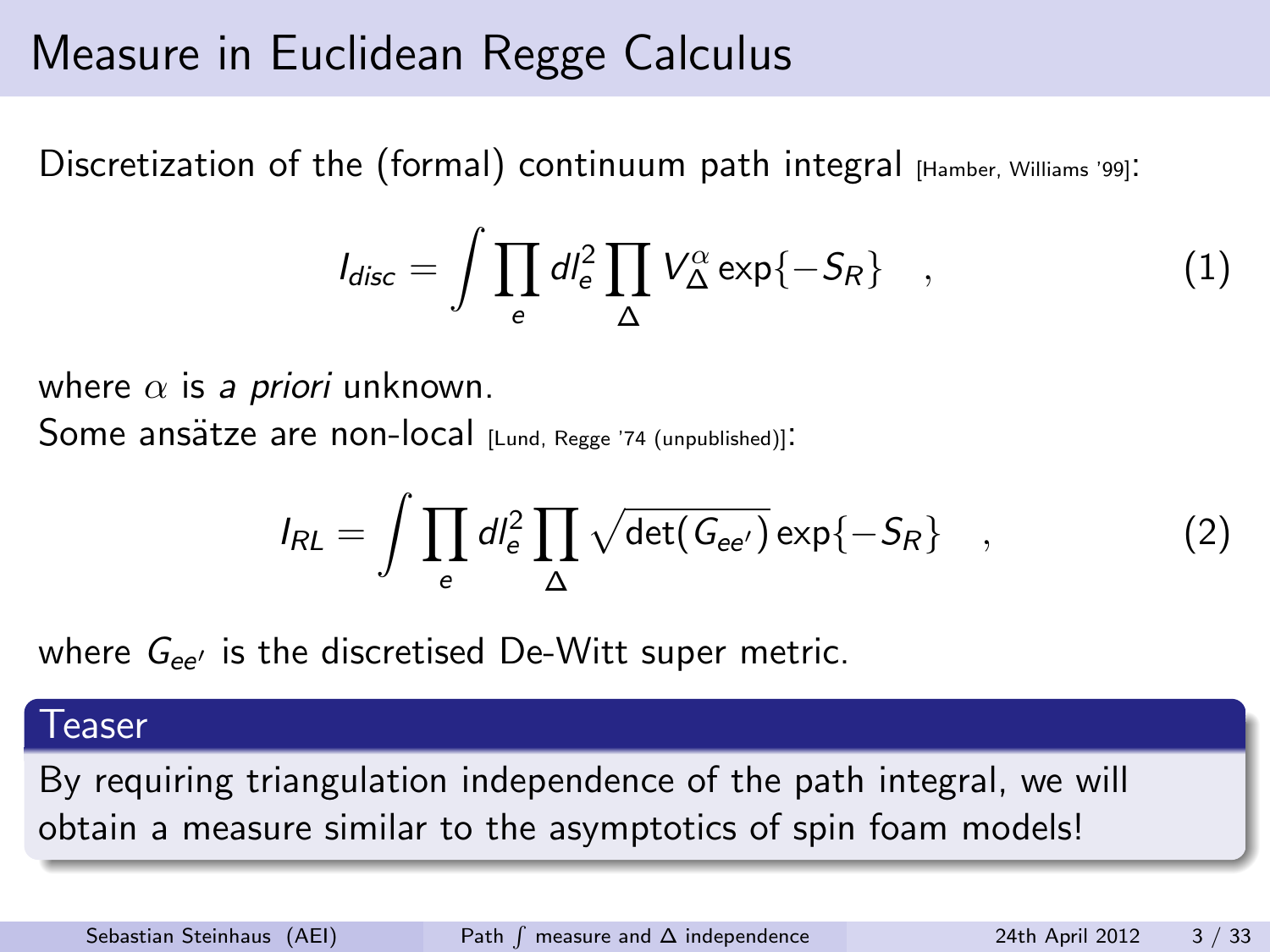# Measure in Euclidean Regge Calculus

Discretization of the (formal) continuum path integral [Hamber, Williams '99]:

$$I_{disc} = \int \prod_e dl_e^2 \prod_\Delta V_\Delta^\alpha \exp\{-S_R\} \quad , \tag{1}$$

where $\alpha$ is *a priori* unknown.
Some ansätze are non-local [Lund, Regge '74 (unpublished)]:

$$I_{RL} = \int \prod_e dl_e^2 \prod_\Delta \sqrt{\det(G_{ee'})} \exp\{-S_R\} \quad , \tag{2}$$

where $G_{ee'}$ is the discretised De-Witt super metric.

**Teaser**

By requiring triangulation independence of the path integral, we will obtain a measure similar to the asymptotics of spin foam models!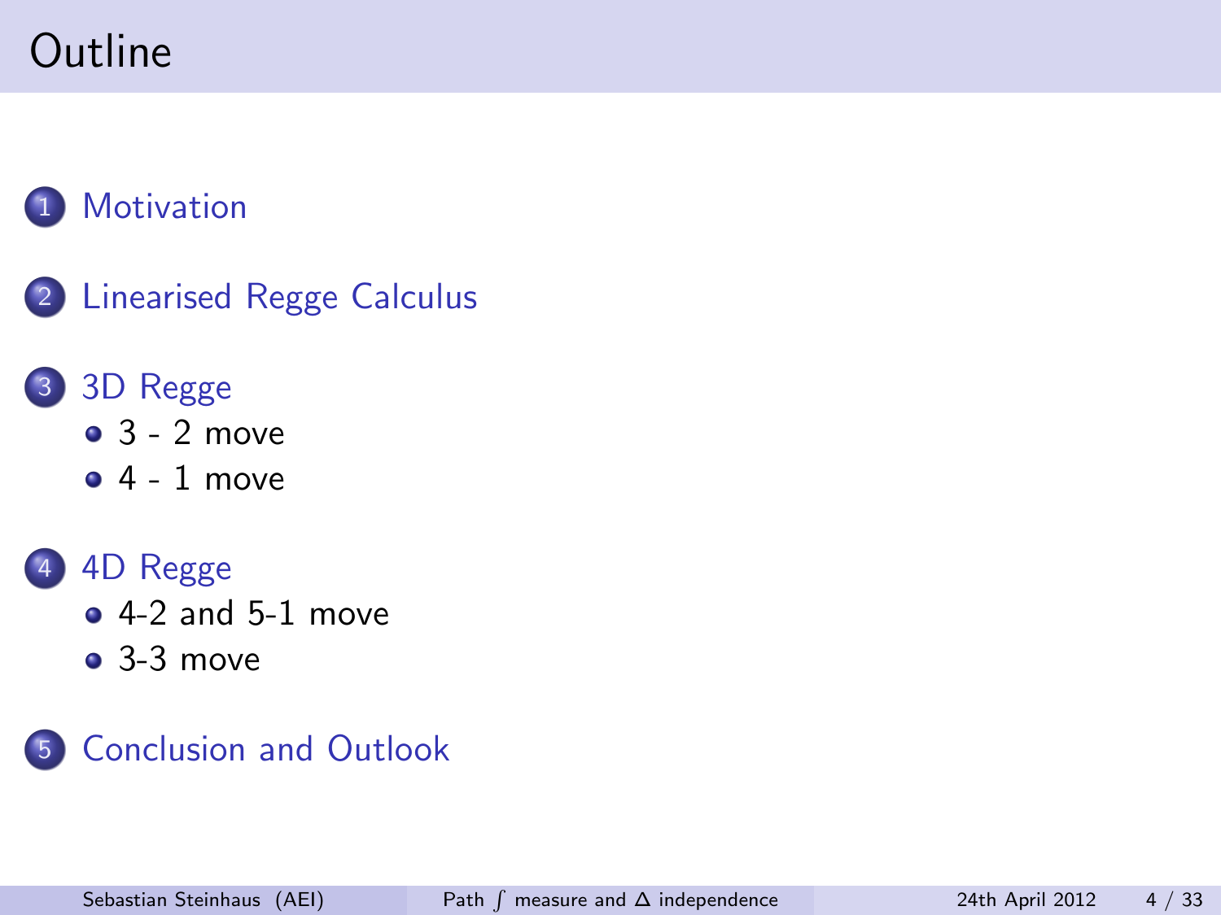# Outline

1. Motivation
2. Linearised Regge Calculus
3. 3D Regge
   - 3 - 2 move
   - 4 - 1 move
4. 4D Regge
   - 4-2 and 5-1 move
   - 3-3 move
5. Conclusion and Outlook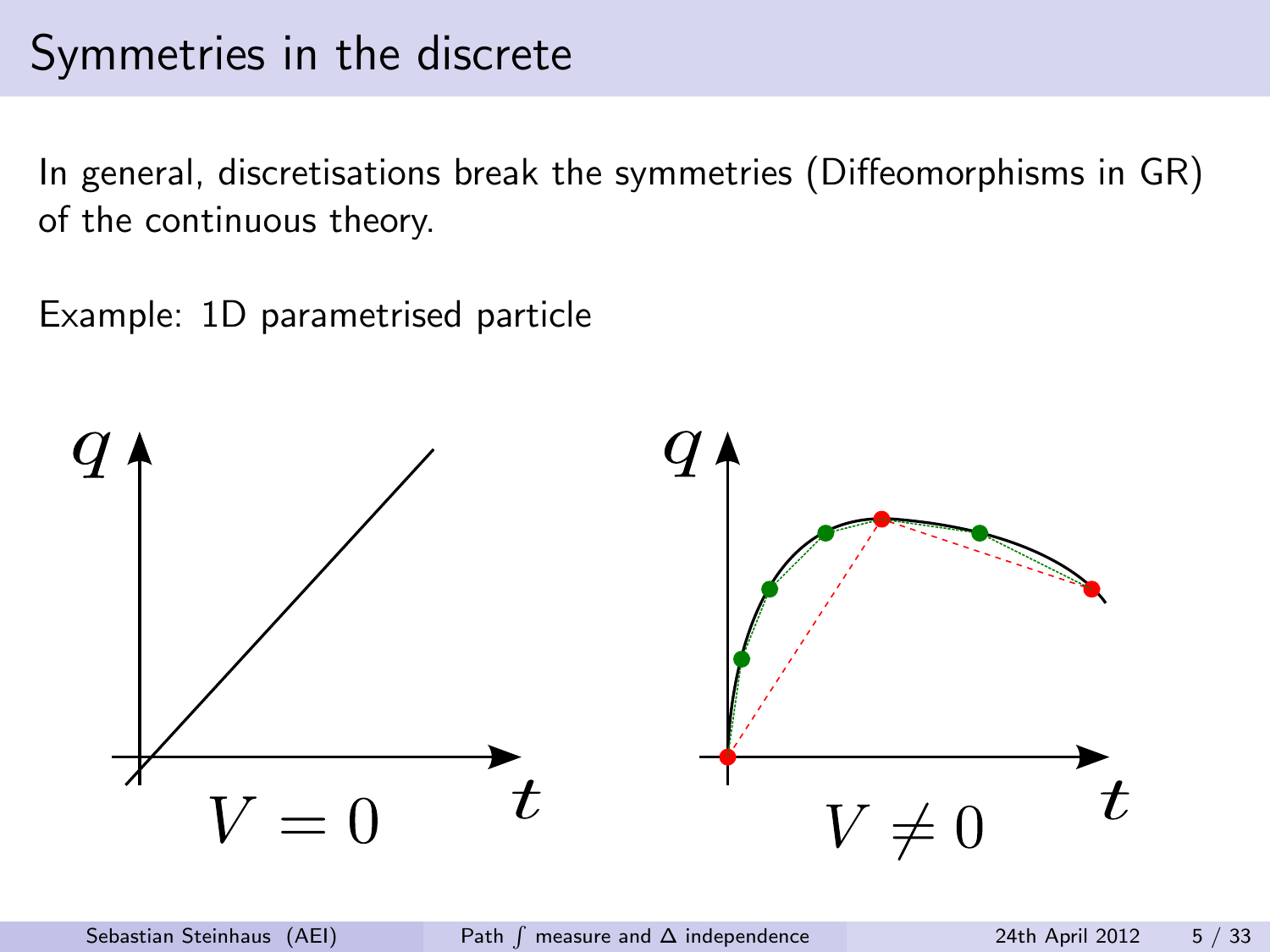# Symmetries in the discrete

In general, discretisations break the symmetries (Diffeomorphisms in GR) of the continuous theory.

Example: 1D parametrised particle

$q$

$t$

$V = 0$

$q$

$t$

$V \neq 0$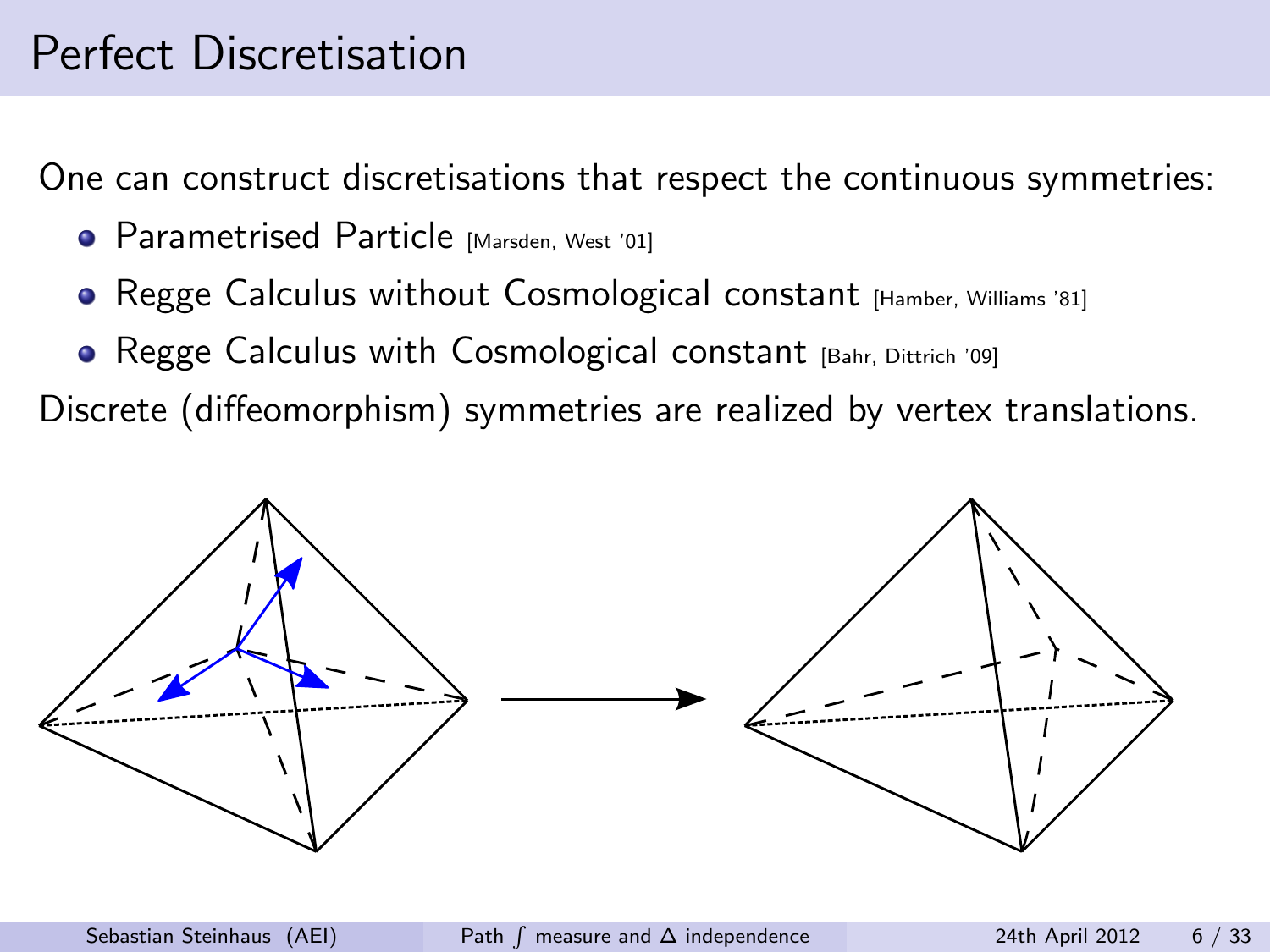# Perfect Discretisation

One can construct discretisations that respect the continuous symmetries:

- Parametrised Particle [Marsden, West '01]
- Regge Calculus without Cosmological constant [Hamber, Williams '81]
- Regge Calculus with Cosmological constant [Bahr, Dittrich '09]

Discrete (diffeomorphism) symmetries are realized by vertex translations.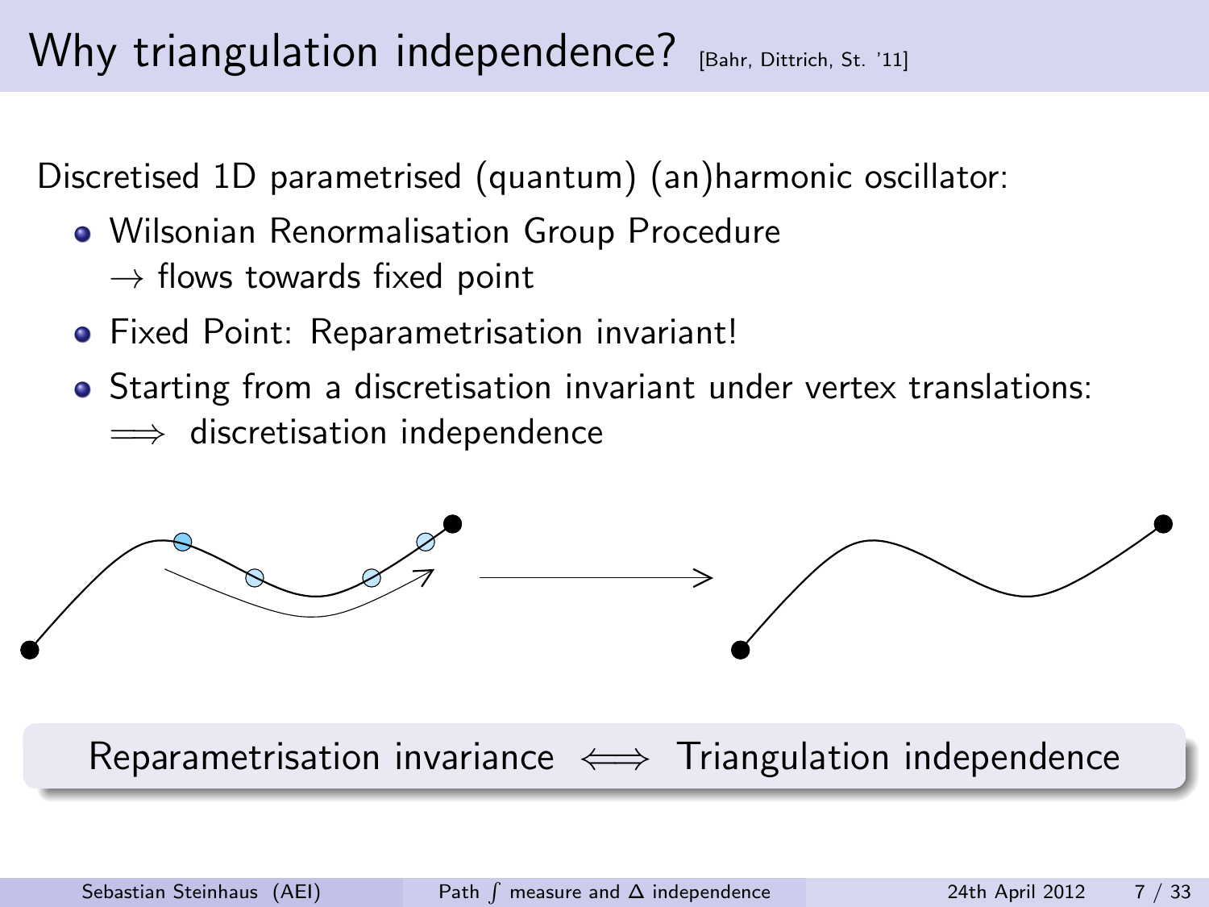# Why triangulation independence? [Bahr, Dittrich, St. '11]

Discretised 1D parametrised (quantum) (an)harmonic oscillator:

- Wilsonian Renormalisation Group Procedure
  $\rightarrow$ flows towards fixed point
- Fixed Point: Reparametrisation invariant!
- Starting from a discretisation invariant under vertex translations:
  $\Longrightarrow$ discretisation independence

Reparametrisation invariance $\Longleftrightarrow$ Triangulation independence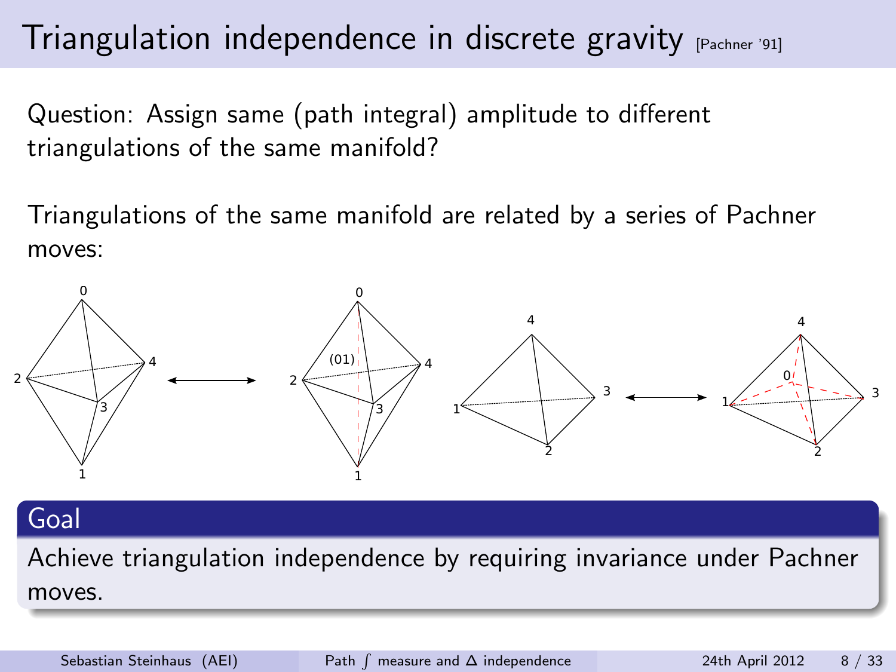# Triangulation independence in discrete gravity [Pachner '91]

Question: Assign same (path integral) amplitude to different triangulations of the same manifold?

Triangulations of the same manifold are related by a series of Pachner moves:

0
2
4
3
1
↔
0
(01)
2
4
3
1

4
1
3
2
↔
4
0
1
3
2

## Goal

Achieve triangulation independence by requiring invariance under Pachner moves.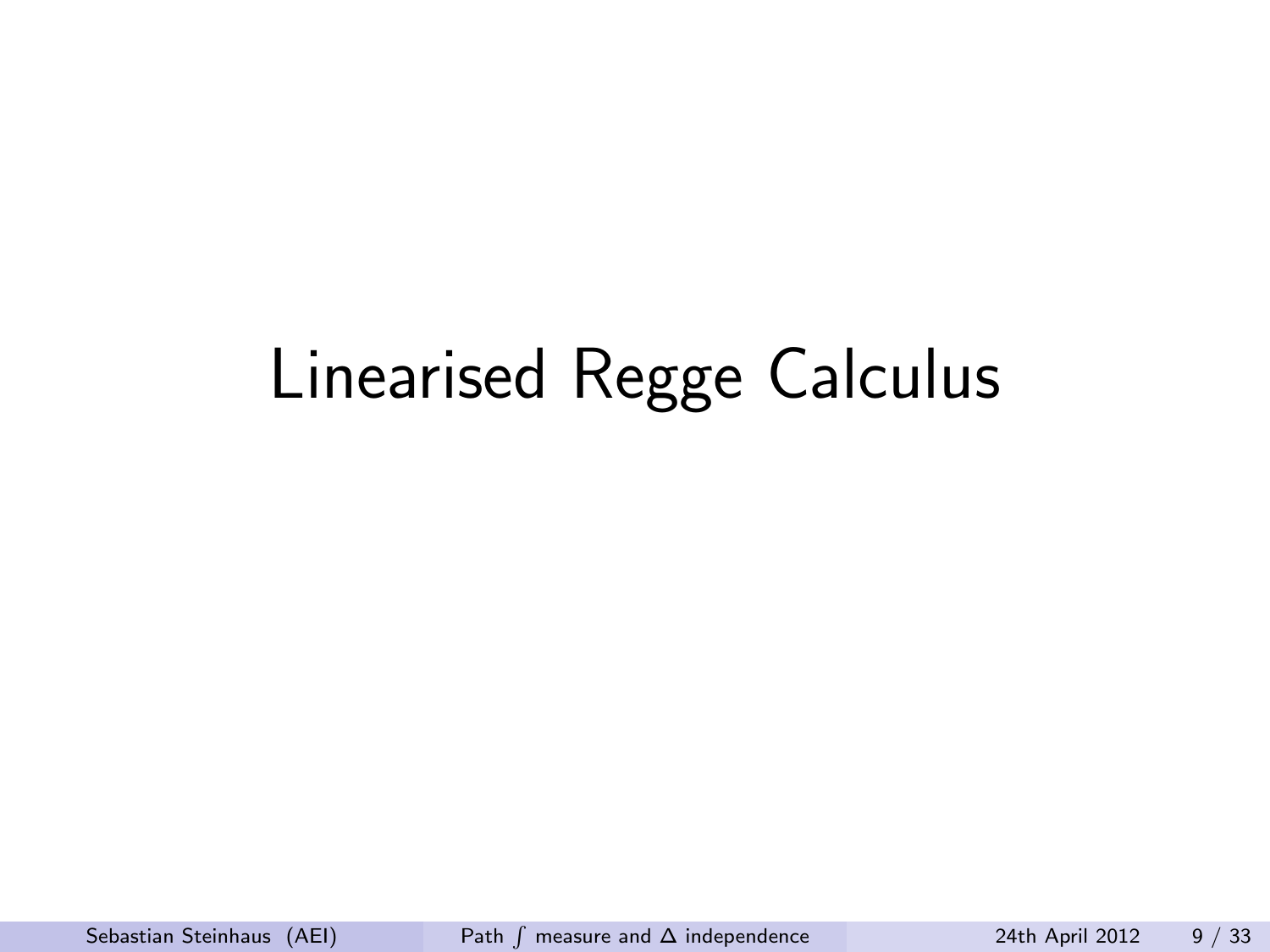# Linearised Regge Calculus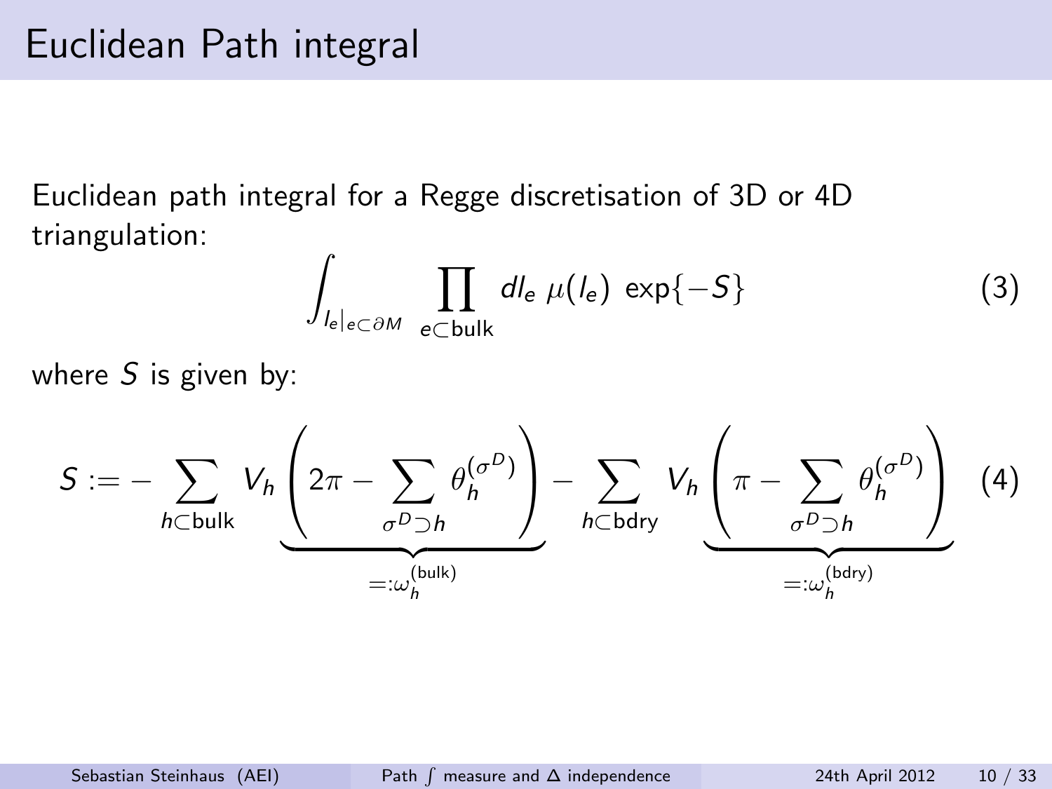# Euclidean Path integral

Euclidean path integral for a Regge discretisation of 3D or 4D triangulation:

$$\int_{l_e|_{e\subset\partial M}} \prod_{e\subset \text{bulk}} dl_e \; \mu(l_e) \; \exp\{-S\} \tag{3}$$

where $S$ is given by:

$$S := -\sum_{h\subset\text{bulk}} V_h \underbrace{\left(2\pi - \sum_{\sigma^D\supset h} \theta_h^{(\sigma^D)}\right)}_{=:\omega_h^{(\text{bulk})}} - \sum_{h\subset\text{bdry}} V_h \underbrace{\left(\pi - \sum_{\sigma^D\supset h} \theta_h^{(\sigma^D)}\right)}_{=:\omega_h^{(\text{bdry})}} \tag{4}$$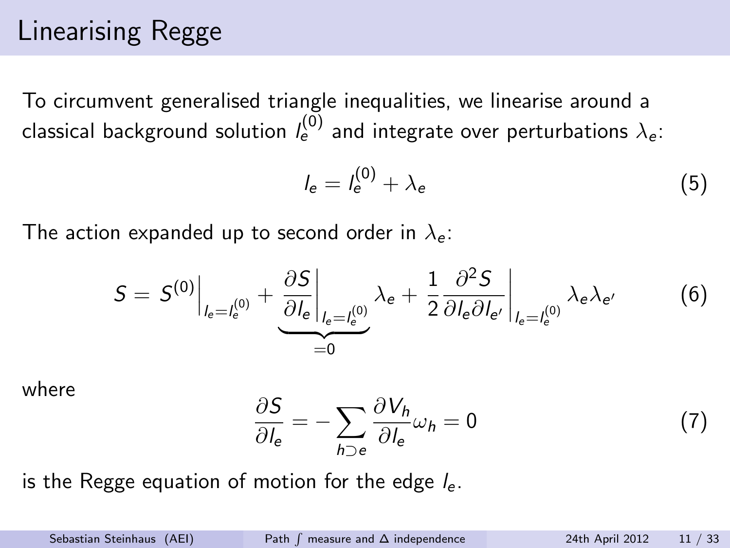# Linearising Regge

To circumvent generalised triangle inequalities, we linearise around a classical background solution $l_e^{(0)}$ and integrate over perturbations $\lambda_e$:

$$l_e = l_e^{(0)} + \lambda_e \tag{5}$$

The action expanded up to second order in $\lambda_e$:

$$S = S^{(0)}\Big|_{l_e = l_e^{(0)}} + \underbrace{\frac{\partial S}{\partial l_e}\Big|_{l_e = l_e^{(0)}}}_{=0} \lambda_e + \frac{1}{2} \frac{\partial^2 S}{\partial l_e \partial l_{e'}}\Big|_{l_e = l_e^{(0)}} \lambda_e \lambda_{e'} \tag{6}$$

where

$$\frac{\partial S}{\partial l_e} = -\sum_{h \supset e} \frac{\partial V_h}{\partial l_e} \omega_h = 0 \tag{7}$$

is the Regge equation of motion for the edge $l_e$.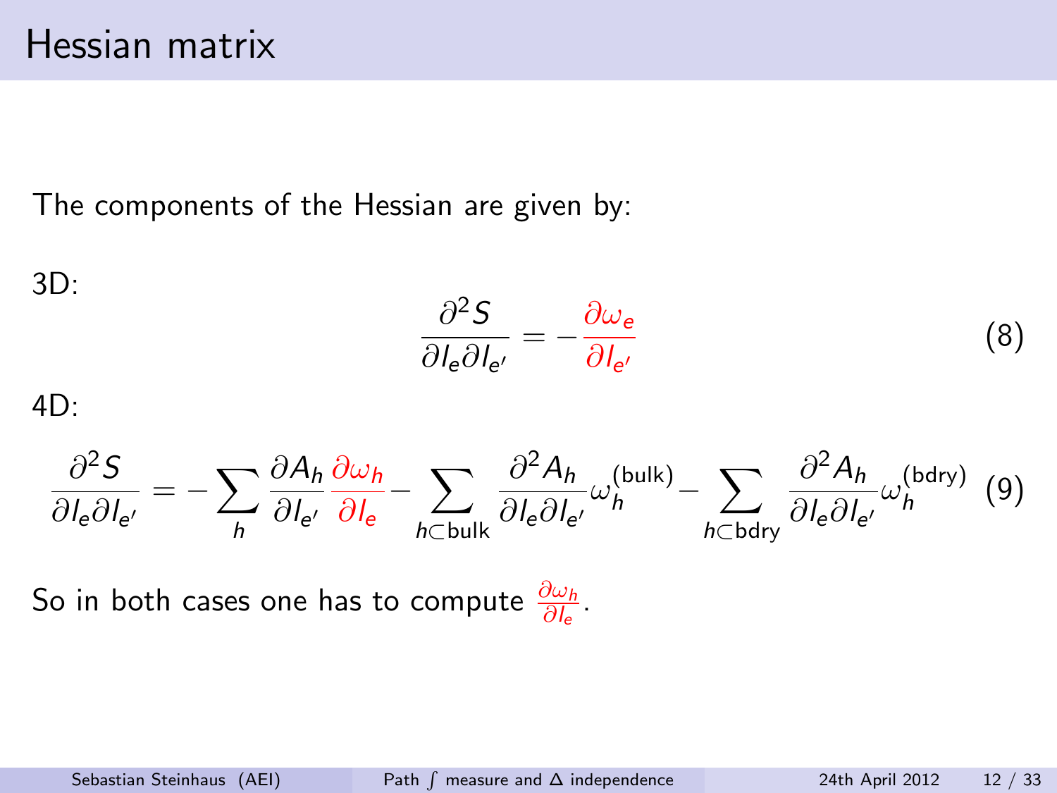# Hessian matrix

The components of the Hessian are given by:

3D:

$$\frac{\partial^2 S}{\partial l_e \partial l_{e'}} = -\frac{\partial \omega_e}{\partial l_{e'}} \tag{8}$$

4D:

$$\frac{\partial^2 S}{\partial l_e \partial l_{e'}} = -\sum_h \frac{\partial A_h}{\partial l_{e'}} \frac{\partial \omega_h}{\partial l_e} - \sum_{h \subset \text{bulk}} \frac{\partial^2 A_h}{\partial l_e \partial l_{e'}} \omega_h^{(\text{bulk})} - \sum_{h \subset \text{bdry}} \frac{\partial^2 A_h}{\partial l_e \partial l_{e'}} \omega_h^{(\text{bdry})} \tag{9}$$

So in both cases one has to compute $\frac{\partial \omega_h}{\partial l_e}$.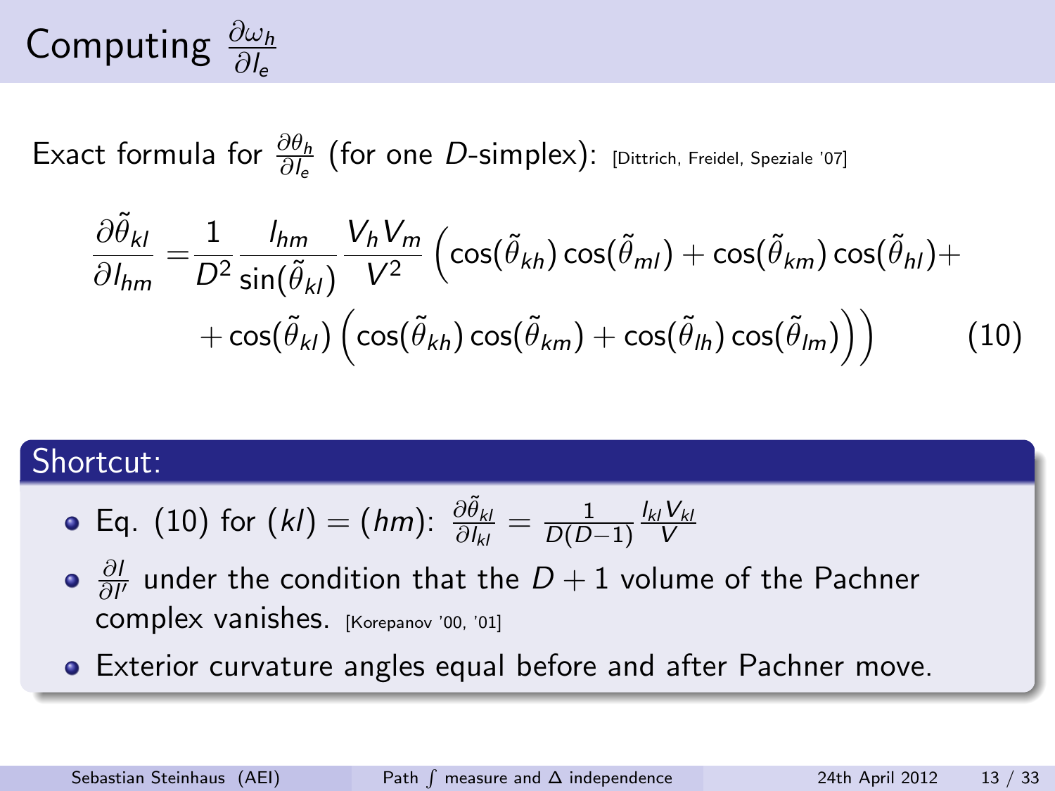# Computing $\frac{\partial \omega_h}{\partial l_e}$

Exact formula for $\frac{\partial \theta_h}{\partial l_e}$ (for one $D$-simplex): [Dittrich, Freidel, Speziale '07]

$$
\begin{aligned}
\frac{\partial \tilde{\theta}_{kl}}{\partial l_{hm}} = & \frac{1}{D^2} \frac{l_{hm}}{\sin(\tilde{\theta}_{kl})} \frac{V_h V_m}{V^2} \Big( \cos(\tilde{\theta}_{kh}) \cos(\tilde{\theta}_{ml}) + \cos(\tilde{\theta}_{km}) \cos(\tilde{\theta}_{hl}) + \\
& + \cos(\tilde{\theta}_{kl}) \Big( \cos(\tilde{\theta}_{kh}) \cos(\tilde{\theta}_{km}) + \cos(\tilde{\theta}_{lh}) \cos(\tilde{\theta}_{lm}) \Big) \Big) \qquad (10)
\end{aligned}
$$

## Shortcut:

- Eq. (10) for $(kl) = (hm)$: $\frac{\partial \tilde{\theta}_{kl}}{\partial l_{kl}} = \frac{1}{D(D-1)} \frac{l_{kl} V_{kl}}{V}$
- $\frac{\partial l}{\partial l'}$ under the condition that the $D+1$ volume of the Pachner complex vanishes. [Korepanov '00, '01]
- Exterior curvature angles equal before and after Pachner move.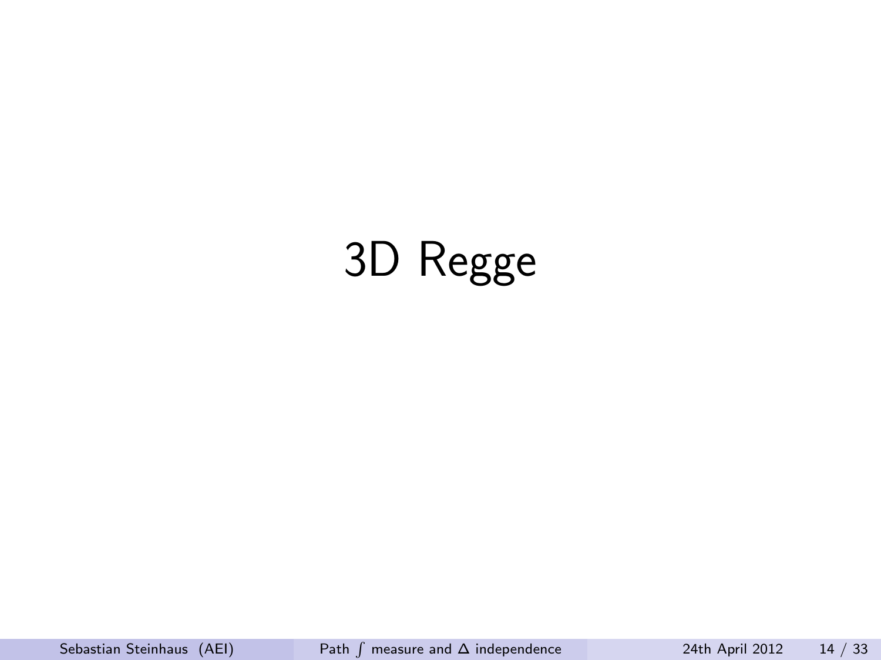# 3D Regge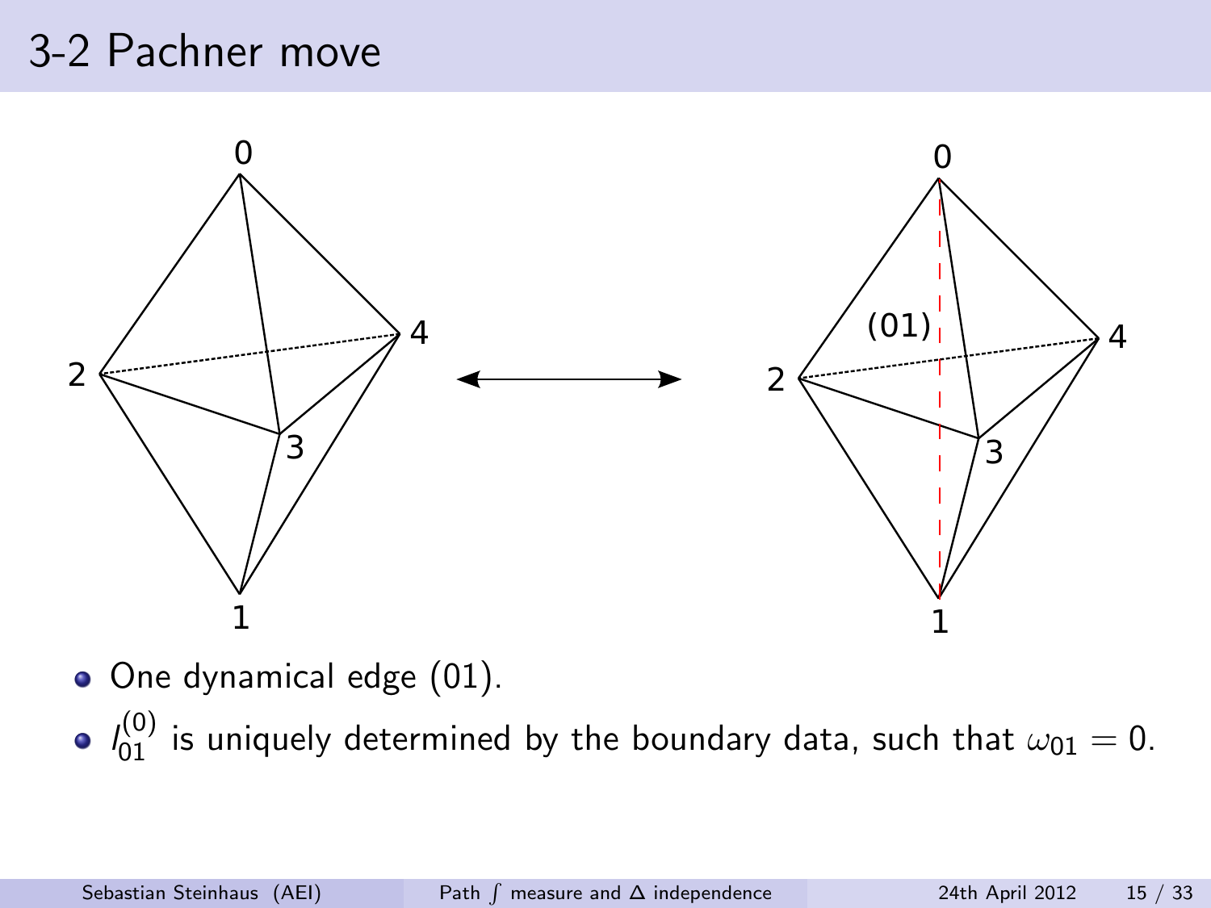# 3-2 Pachner move

0

2

4

3

1

0

(01)

2

4

3

1

- One dynamical edge (01).
- $l_{01}^{(0)}$ is uniquely determined by the boundary data, such that $\omega_{01} = 0$.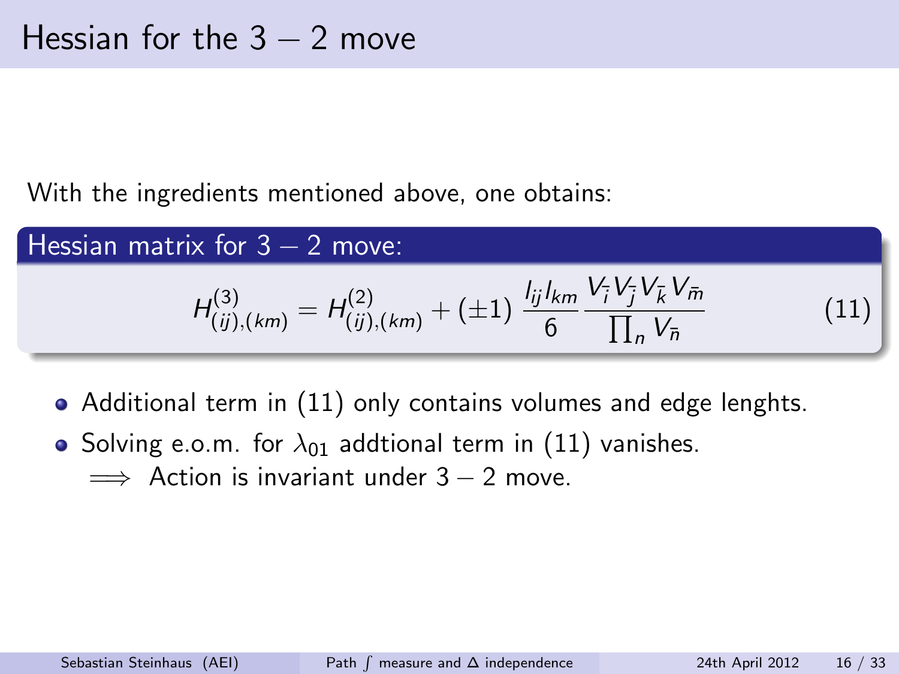# Hessian for the $3-2$ move

With the ingredients mentioned above, one obtains:

**Hessian matrix for $3-2$ move:**

$$H^{(3)}_{(ij),(km)} = H^{(2)}_{(ij),(km)} + (\pm 1)\, \frac{l_{ij} l_{km}}{6} \frac{V_{\bar{i}} V_{\bar{j}} V_{\bar{k}} V_{\bar{m}}}{\prod_n V_{\bar{n}}} \tag{11}$$

- Additional term in (11) only contains volumes and edge lenghts.
- Solving e.o.m. for $\lambda_{01}$ addtional term in (11) vanishes.
  $\implies$ Action is invariant under $3-2$ move.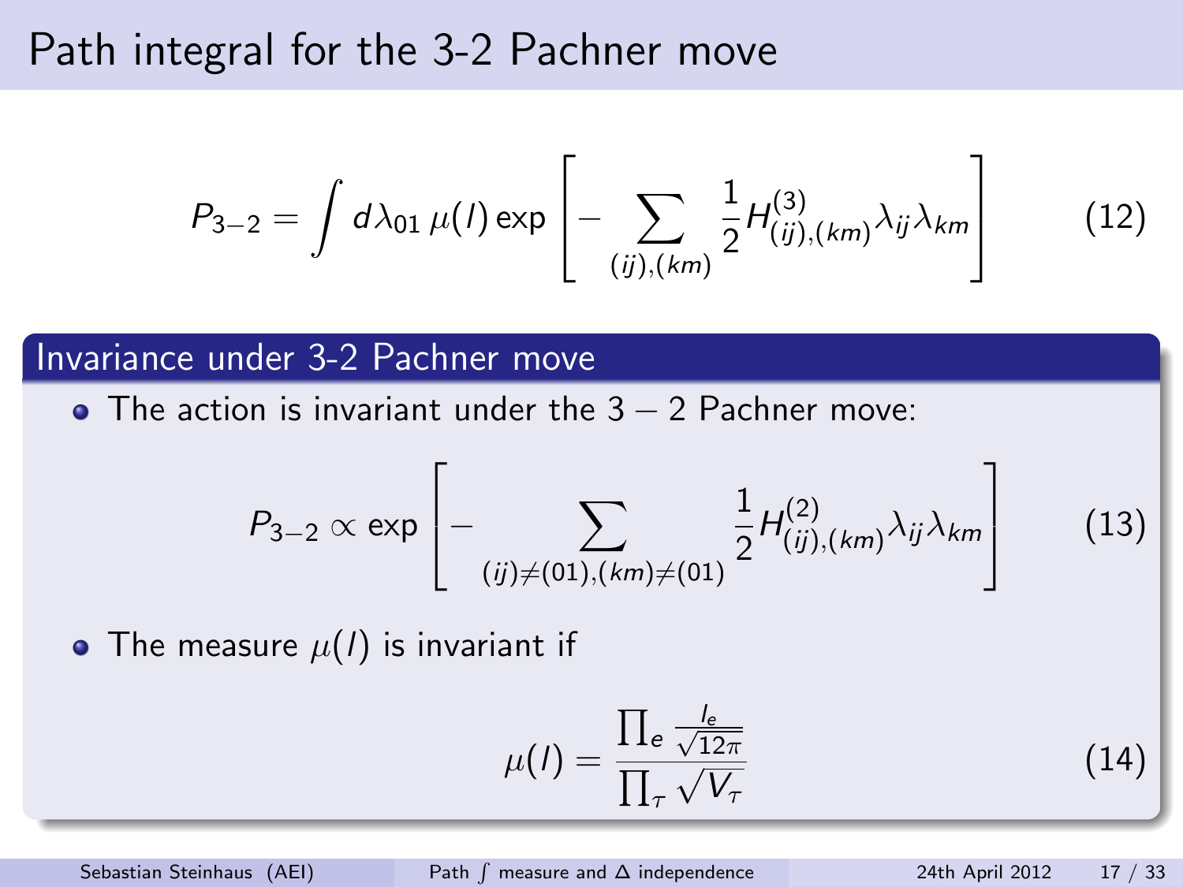# Path integral for the 3-2 Pachner move

$$P_{3-2} = \int d\lambda_{01}\, \mu(l) \exp\left[ - \sum_{(ij),(km)} \frac{1}{2} H^{(3)}_{(ij),(km)} \lambda_{ij} \lambda_{km} \right] \tag{12}$$

## Invariance under 3-2 Pachner move

- The action is invariant under the $3-2$ Pachner move:

$$P_{3-2} \propto \exp\left[ - \sum_{(ij)\neq(01),(km)\neq(01)} \frac{1}{2} H^{(2)}_{(ij),(km)} \lambda_{ij} \lambda_{km} \right] \tag{13}$$

- The measure $\mu(l)$ is invariant if

$$\mu(l) = \frac{\prod_e \frac{l_e}{\sqrt{12\pi}}}{\prod_\tau \sqrt{V_\tau}} \tag{14}$$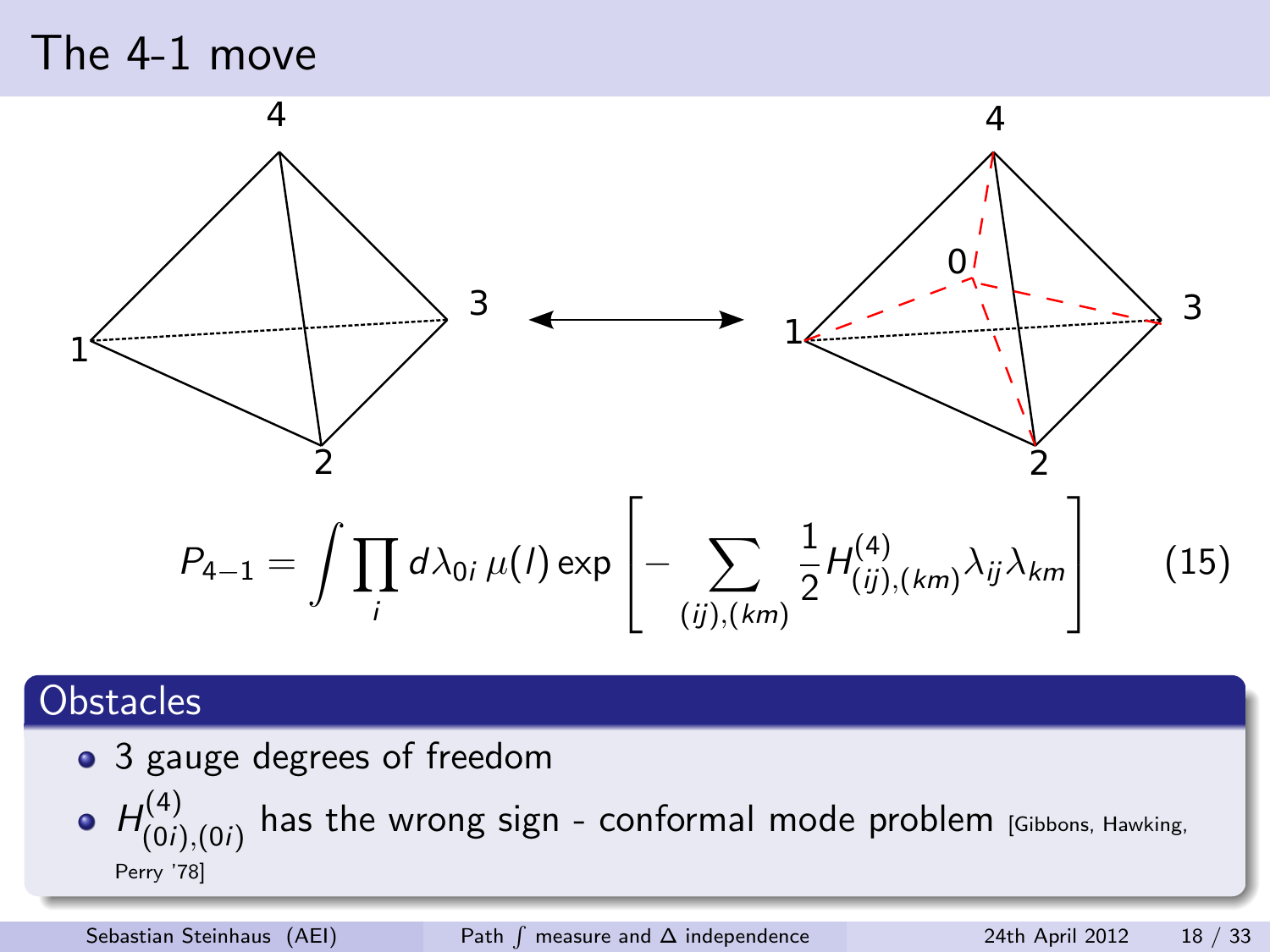# The 4-1 move

4

1

2

3

4

0

1

2

3

$$P_{4-1} = \int \prod_i d\lambda_{0i} \, \mu(l) \exp\left[ - \sum_{(ij),(km)} \frac{1}{2} H^{(4)}_{(ij),(km)} \lambda_{ij} \lambda_{km} \right] \qquad (15)$$

## Obstacles

- 3 gauge degrees of freedom
- $H^{(4)}_{(0i),(0i)}$ has the wrong sign - conformal mode problem [Gibbons, Hawking, Perry '78]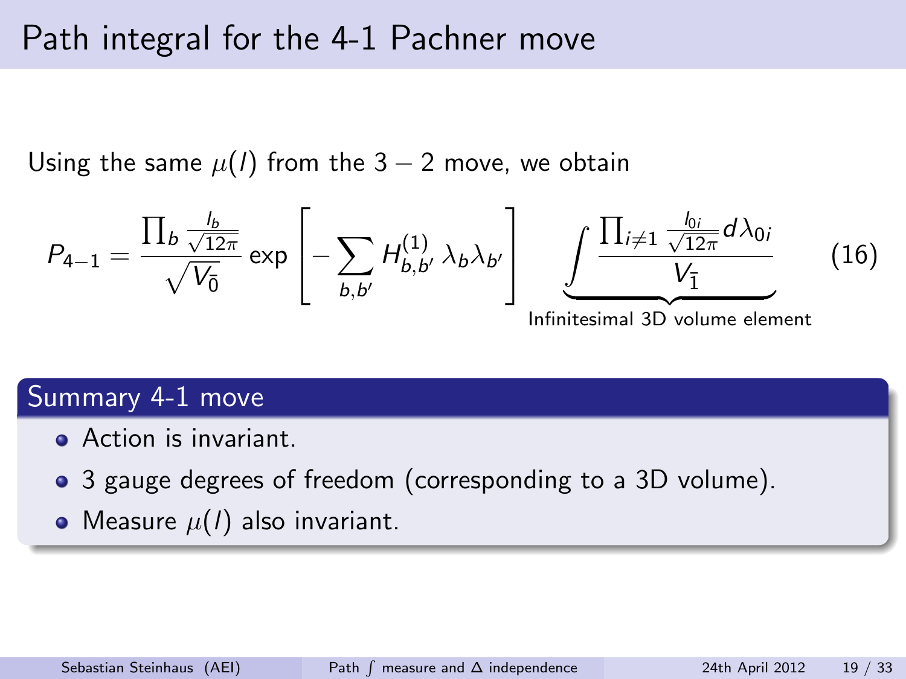# Path integral for the 4-1 Pachner move

Using the same $\mu(l)$ from the $3-2$ move, we obtain

$$P_{4-1} = \frac{\prod_b \frac{l_b}{\sqrt{12\pi}}}{\sqrt{V_{\bar{0}}}} \exp\left[-\sum_{b,b'} H^{(1)}_{b,b'}\,\lambda_b \lambda_{b'}\right] \underbrace{\int \frac{\prod_{i\neq 1} \frac{l_{0i}}{\sqrt{12\pi}} d\lambda_{0i}}{V_{\bar{1}}}}_{\text{Infinitesimal 3D volume element}} \tag{16}$$

## Summary 4-1 move

- Action is invariant.
- 3 gauge degrees of freedom (corresponding to a 3D volume).
- Measure $\mu(l)$ also invariant.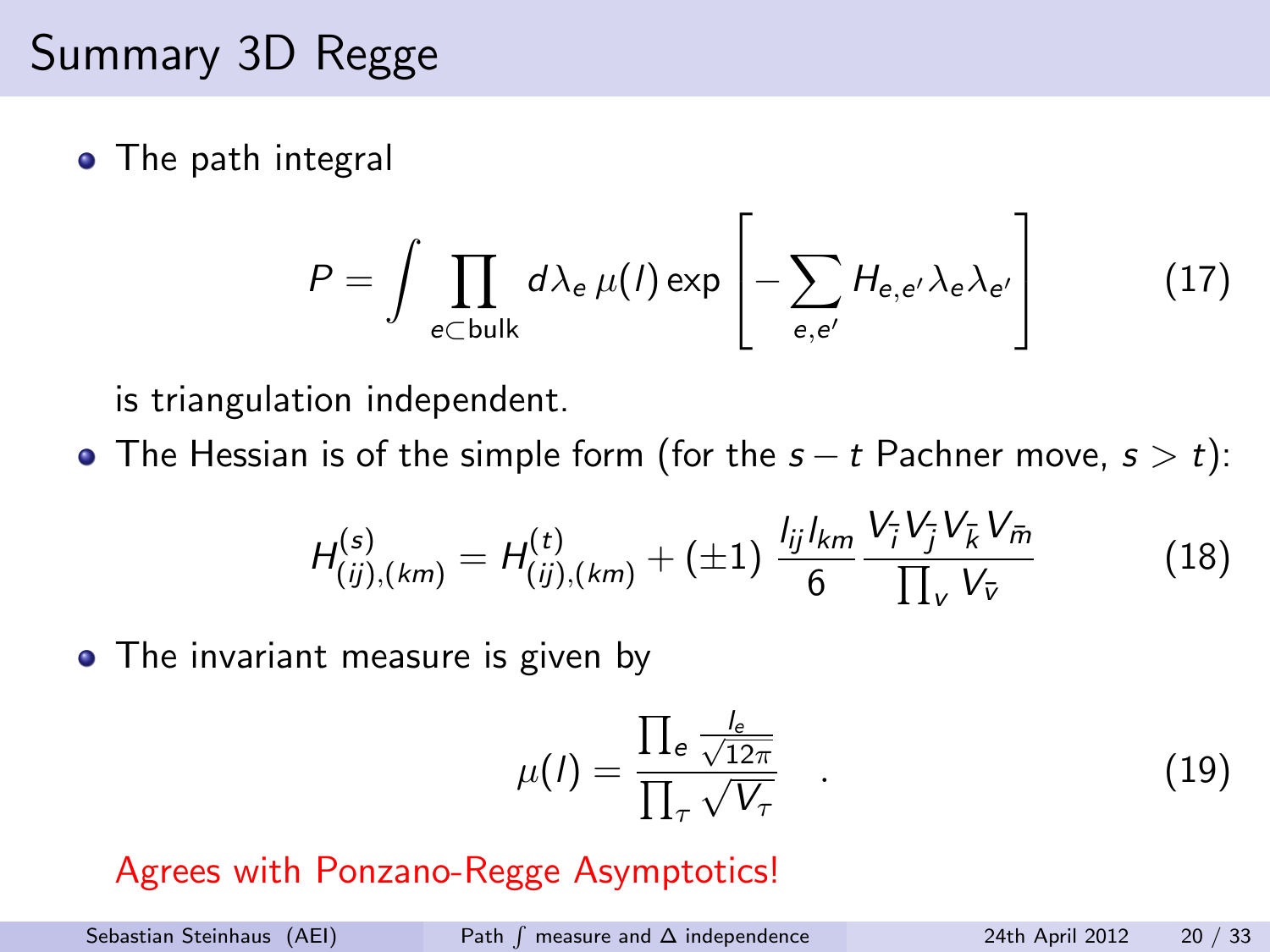# Summary 3D Regge

- The path integral

$$P = \int \prod_{e \subset \text{bulk}} d\lambda_e \, \mu(l) \exp\left[ -\sum_{e,e'} H_{e,e'} \lambda_e \lambda_{e'} \right] \tag{17}$$

  is triangulation independent.

- The Hessian is of the simple form (for the $s-t$ Pachner move, $s > t$):

$$H^{(s)}_{(ij),(km)} = H^{(t)}_{(ij),(km)} + (\pm 1) \, \frac{l_{ij} l_{km}}{6} \frac{V_{\bar{i}} V_{\bar{j}} V_{\bar{k}} V_{\bar{m}}}{\prod_v V_{\bar{v}}} \tag{18}$$

- The invariant measure is given by

$$\mu(l) = \frac{\prod_e \frac{l_e}{\sqrt{12\pi}}}{\prod_\tau \sqrt{V_\tau}} \quad . \tag{19}$$

Agrees with Ponzano-Regge Asymptotics!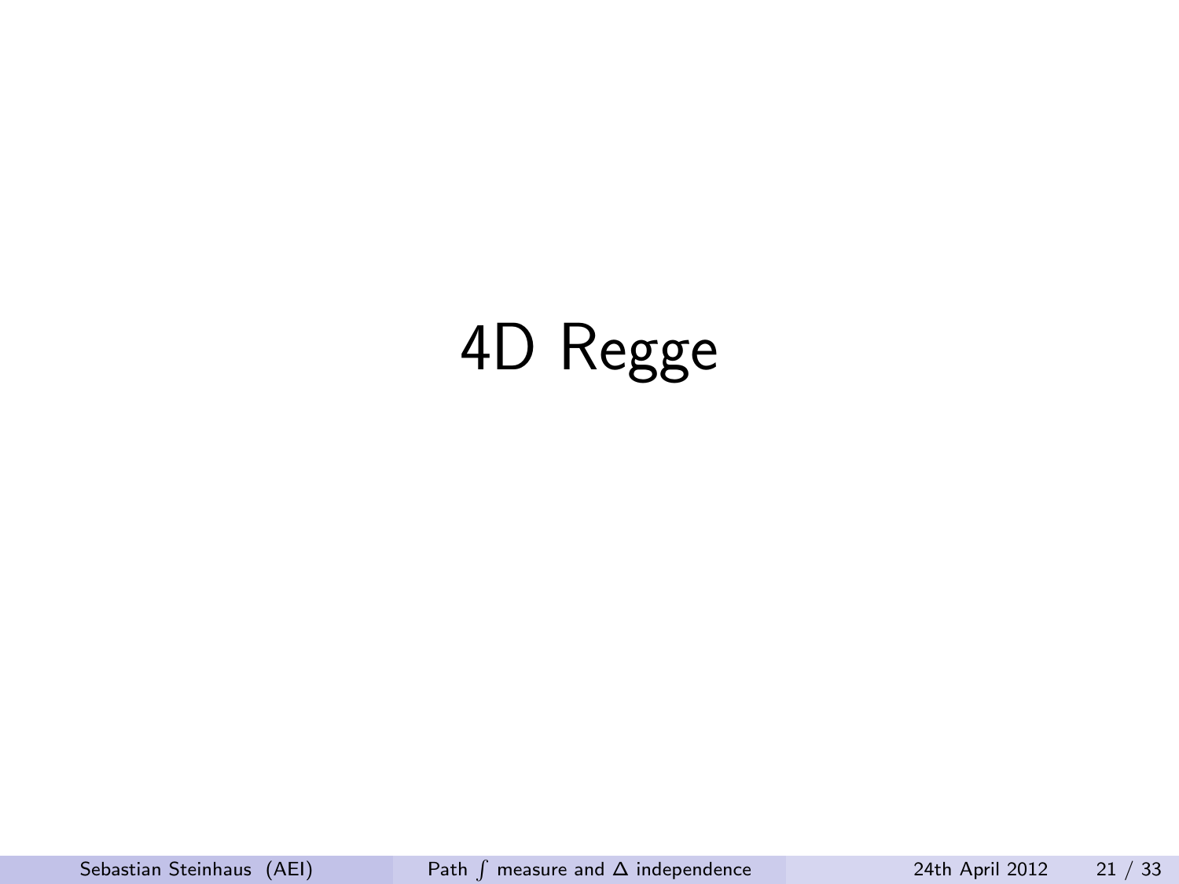# 4D Regge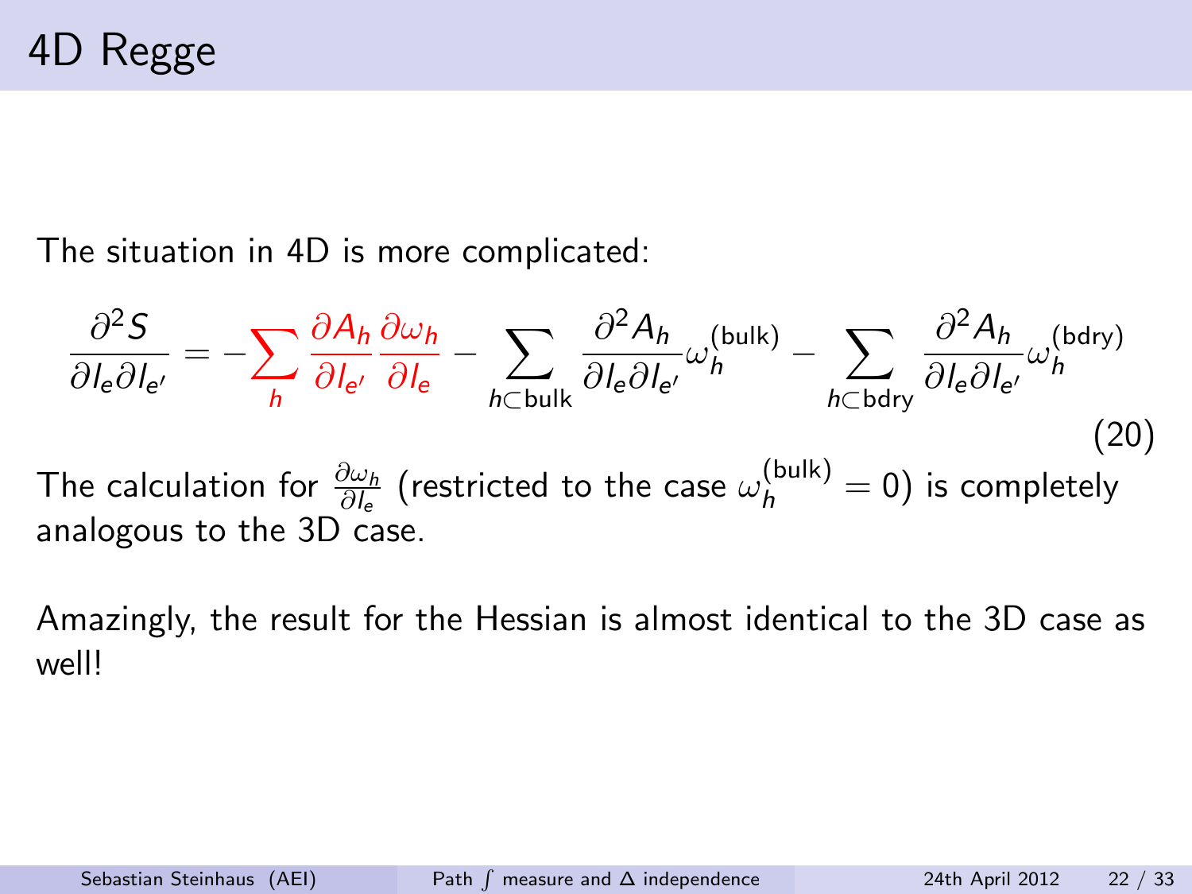# 4D Regge

The situation in 4D is more complicated:

$$\frac{\partial^2 S}{\partial l_e \partial l_{e'}} = -\sum_h \frac{\partial A_h}{\partial l_{e'}} \frac{\partial \omega_h}{\partial l_e} - \sum_{h \subset \text{bulk}} \frac{\partial^2 A_h}{\partial l_e \partial l_{e'}} \omega_h^{(\text{bulk})} - \sum_{h \subset \text{bdry}} \frac{\partial^2 A_h}{\partial l_e \partial l_{e'}} \omega_h^{(\text{bdry})} \tag{20}$$

The calculation for $\frac{\partial \omega_h}{\partial l_e}$ (restricted to the case $\omega_h^{(\text{bulk})} = 0$) is completely analogous to the 3D case.

Amazingly, the result for the Hessian is almost identical to the 3D case as well!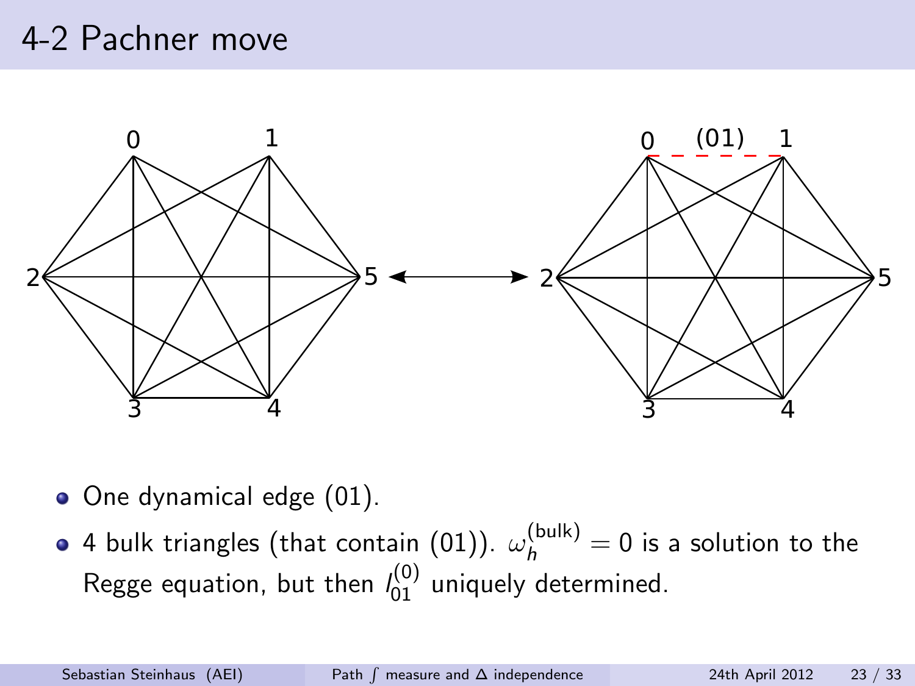# 4-2 Pachner move

0 1 2 3 4 5

0 (01) 1 2 3 4 5

- One dynamical edge (01).
- 4 bulk triangles (that contain (01)). $\omega_h^{(\text{bulk})} = 0$ is a solution to the Regge equation, but then $l_{01}^{(0)}$ uniquely determined.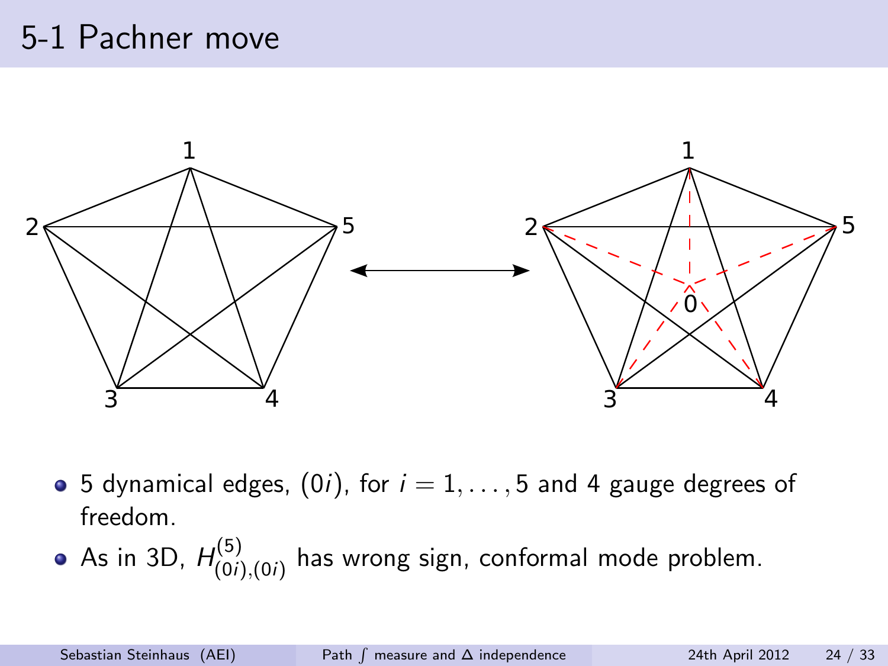# 5-1 Pachner move

1
2
5
3
4

1
2
5
0
3
4

- 5 dynamical edges, $(0i)$, for $i = 1, \ldots, 5$ and 4 gauge degrees of freedom.
- As in 3D, $H^{(5)}_{(0i),(0i)}$ has wrong sign, conformal mode problem.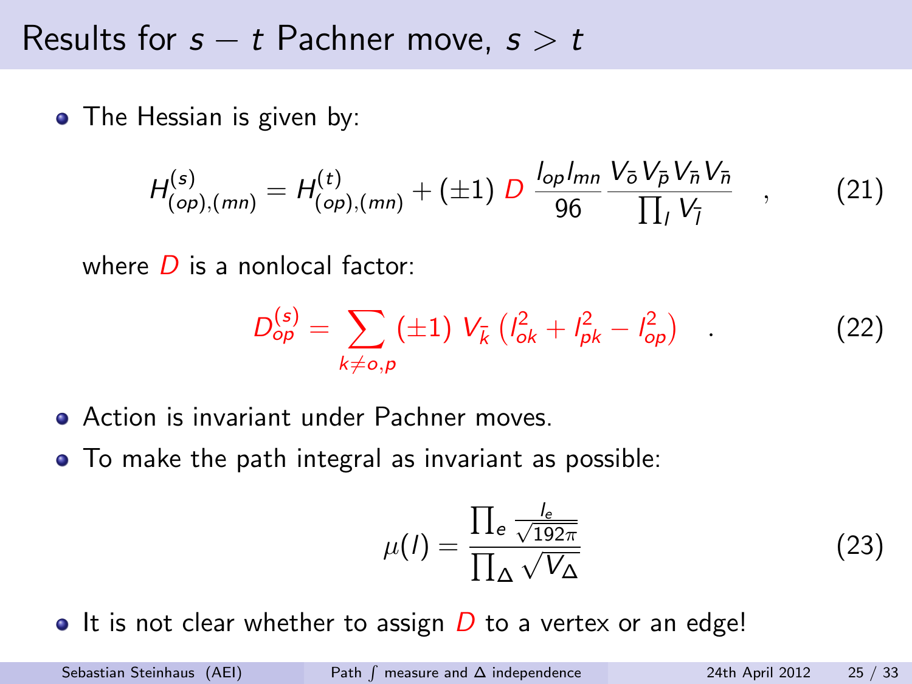# Results for $s - t$ Pachner move, $s > t$

- The Hessian is given by:

$$H^{(s)}_{(op),(mn)} = H^{(t)}_{(op),(mn)} + (\pm 1)\; D\; \frac{l_{op} l_{mn}}{96} \frac{V_{\bar{o}} V_{\bar{p}} V_{\bar{n}} V_{\bar{n}}}{\prod_l V_{\bar{l}}} \quad , \tag{21}$$

  where $D$ is a nonlocal factor:

$$D^{(s)}_{op} = \sum_{k \neq o,p} (\pm 1)\; V_{\bar{k}} \left( l^2_{ok} + l^2_{pk} - l^2_{op} \right) \quad . \tag{22}$$

- Action is invariant under Pachner moves.
- To make the path integral as invariant as possible:

$$\mu(l) = \frac{\prod_e \frac{l_e}{\sqrt{192\pi}}}{\prod_\Delta \sqrt{V_\Delta}} \tag{23}$$

- It is not clear whether to assign $D$ to a vertex or an edge!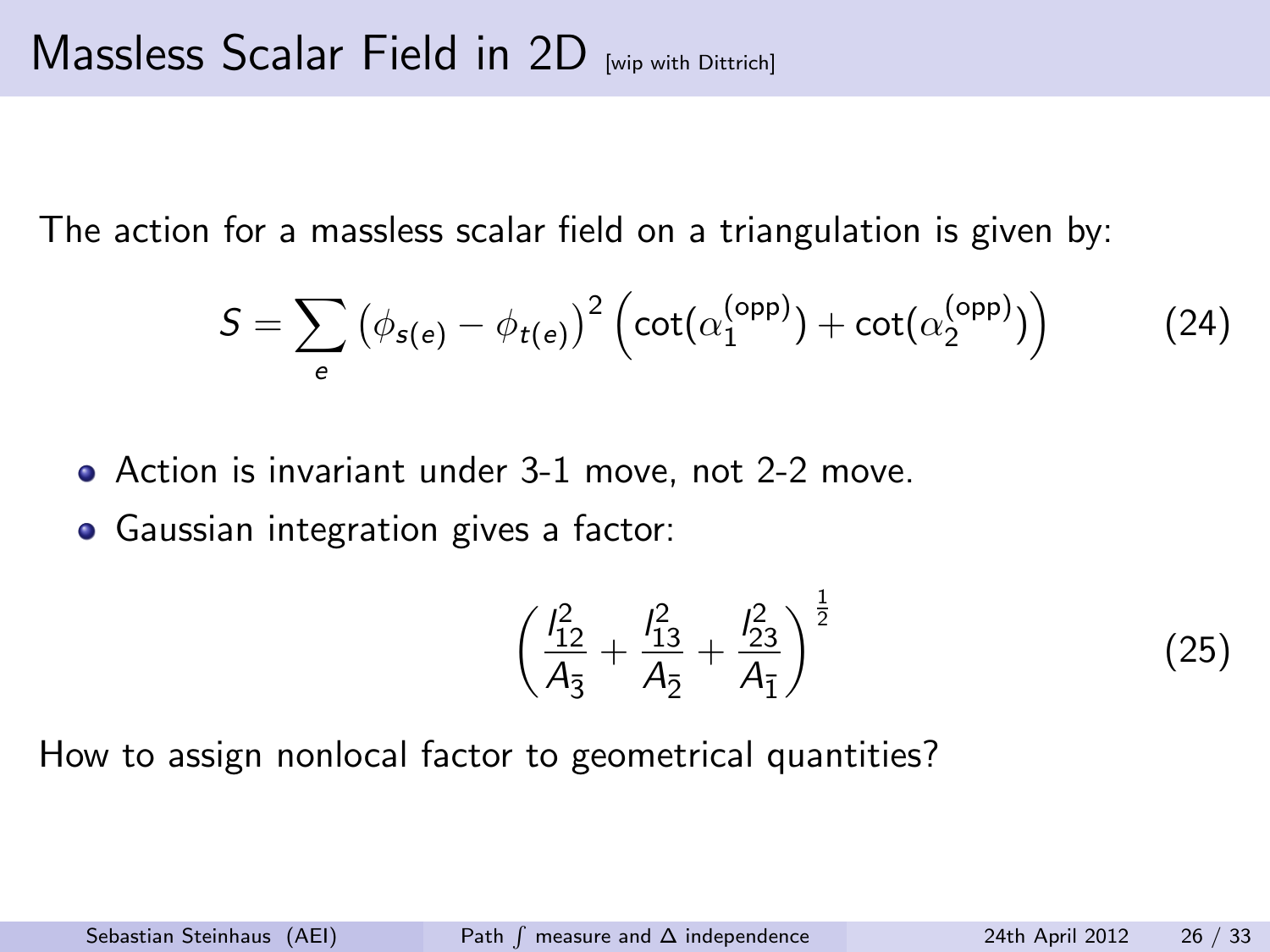## Massless Scalar Field in 2D [wip with Dittrich]

The action for a massless scalar field on a triangulation is given by:

$$S = \sum_e \left(\phi_{s(e)} - \phi_{t(e)}\right)^2 \left(\cot(\alpha_1^{(\mathrm{opp})}) + \cot(\alpha_2^{(\mathrm{opp})})\right) \tag{24}$$

- Action is invariant under 3-1 move, not 2-2 move.
- Gaussian integration gives a factor:

$$\left(\frac{l_{12}^2}{A_{\bar{3}}} + \frac{l_{13}^2}{A_{\bar{2}}} + \frac{l_{23}^2}{A_{\bar{1}}}\right)^{\frac{1}{2}} \tag{25}$$

How to assign nonlocal factor to geometrical quantities?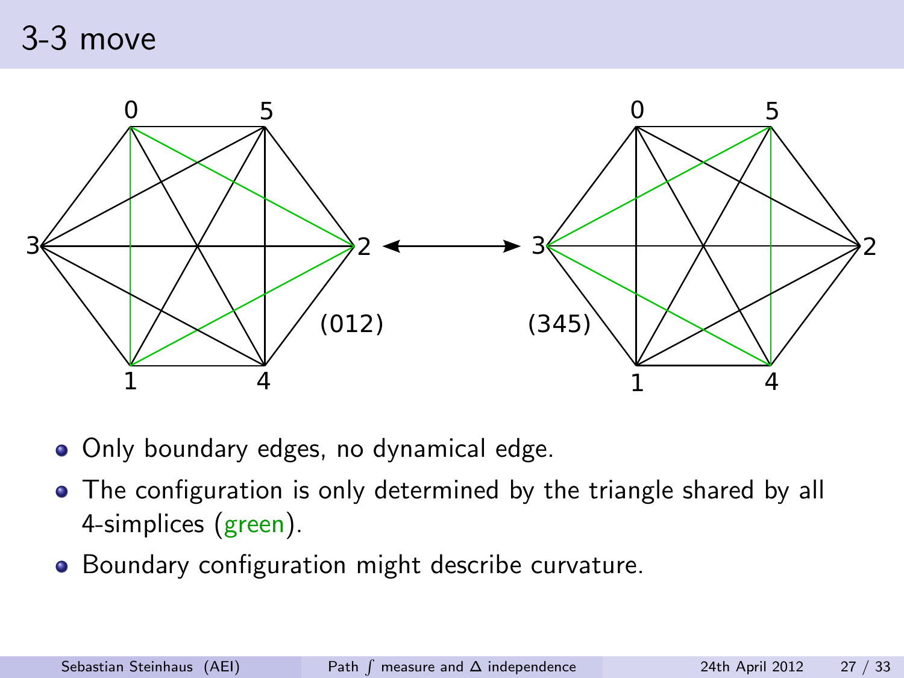# 3-3 move

0 5 3 2 1 4 (012)

0 5 3 2 1 4 (345)

- Only boundary edges, no dynamical edge.
- The configuration is only determined by the triangle shared by all 4-simplices (green).
- Boundary configuration might describe curvature.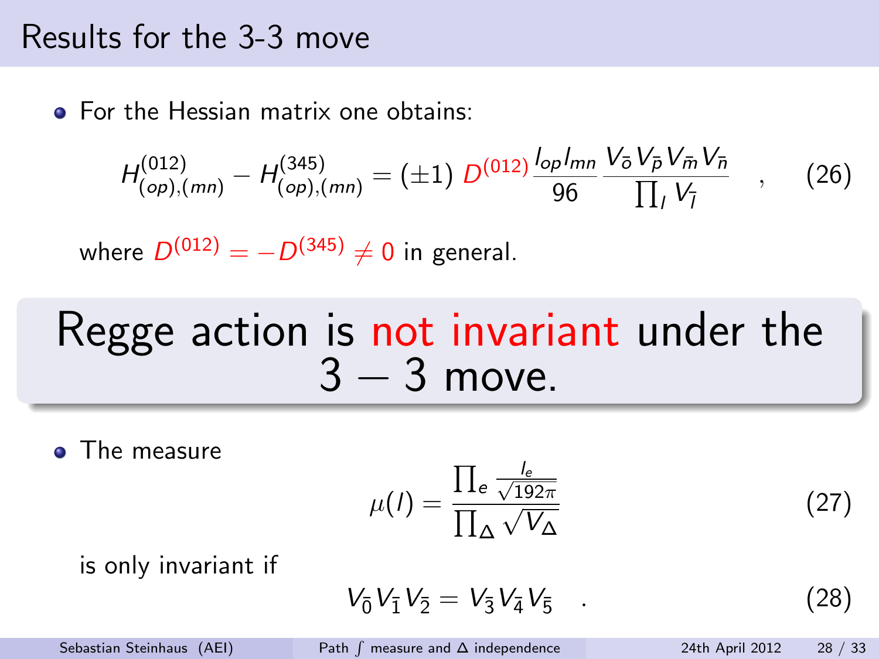# Results for the 3-3 move

- For the Hessian matrix one obtains:

$$H^{(012)}_{(op),(mn)} - H^{(345)}_{(op),(mn)} = (\pm 1)\; D^{(012)} \frac{l_{op} l_{mn}}{96} \frac{V_{\bar{o}} V_{\bar{p}} V_{\bar{m}} V_{\bar{n}}}{\prod_l V_{\bar{l}}} \quad , \qquad (26)$$

where $D^{(012)} = -D^{(345)} \neq 0$ in general.

**Regge action is not invariant under the $3-3$ move.**

- The measure

$$\mu(l) = \frac{\prod_e \frac{l_e}{\sqrt{192\pi}}}{\prod_\Delta \sqrt{V_\Delta}} \qquad (27)$$

is only invariant if

$$V_{\bar{0}} V_{\bar{1}} V_{\bar{2}} = V_{\bar{3}} V_{\bar{4}} V_{\bar{5}} \quad . \qquad (28)$$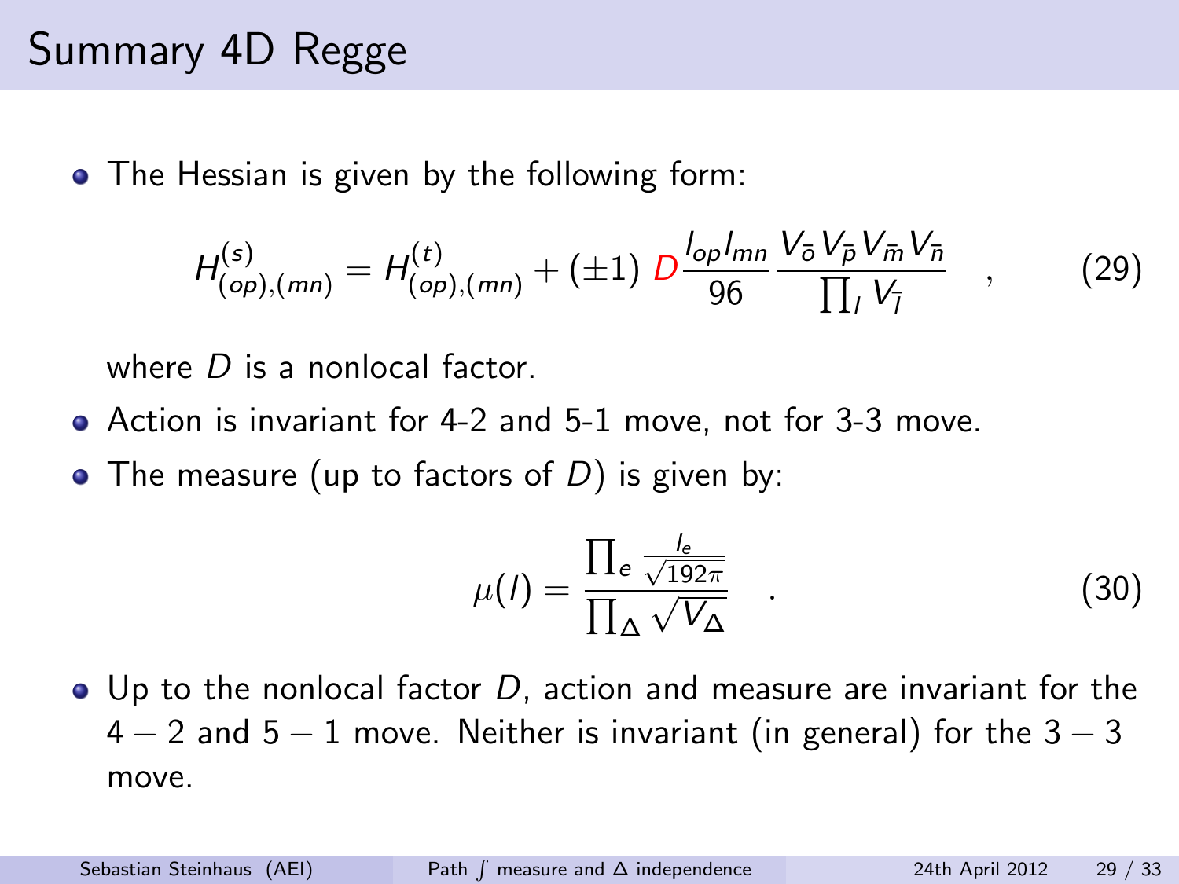# Summary 4D Regge

- The Hessian is given by the following form:

$$H^{(s)}_{(op),(mn)} = H^{(t)}_{(op),(mn)} + (\pm 1)\, D \frac{l_{op} l_{mn}}{96} \frac{V_{\bar{o}} V_{\bar{p}} V_{\bar{m}} V_{\bar{n}}}{\prod_l V_{\bar{l}}} \quad , \tag{29}$$

  where $D$ is a nonlocal factor.

- Action is invariant for 4-2 and 5-1 move, not for 3-3 move.
- The measure (up to factors of $D$) is given by:

$$\mu(l) = \frac{\prod_e \frac{l_e}{\sqrt{192\pi}}}{\prod_\Delta \sqrt{V_\Delta}} \quad . \tag{30}$$

- Up to the nonlocal factor $D$, action and measure are invariant for the $4-2$ and $5-1$ move. Neither is invariant (in general) for the $3-3$ move.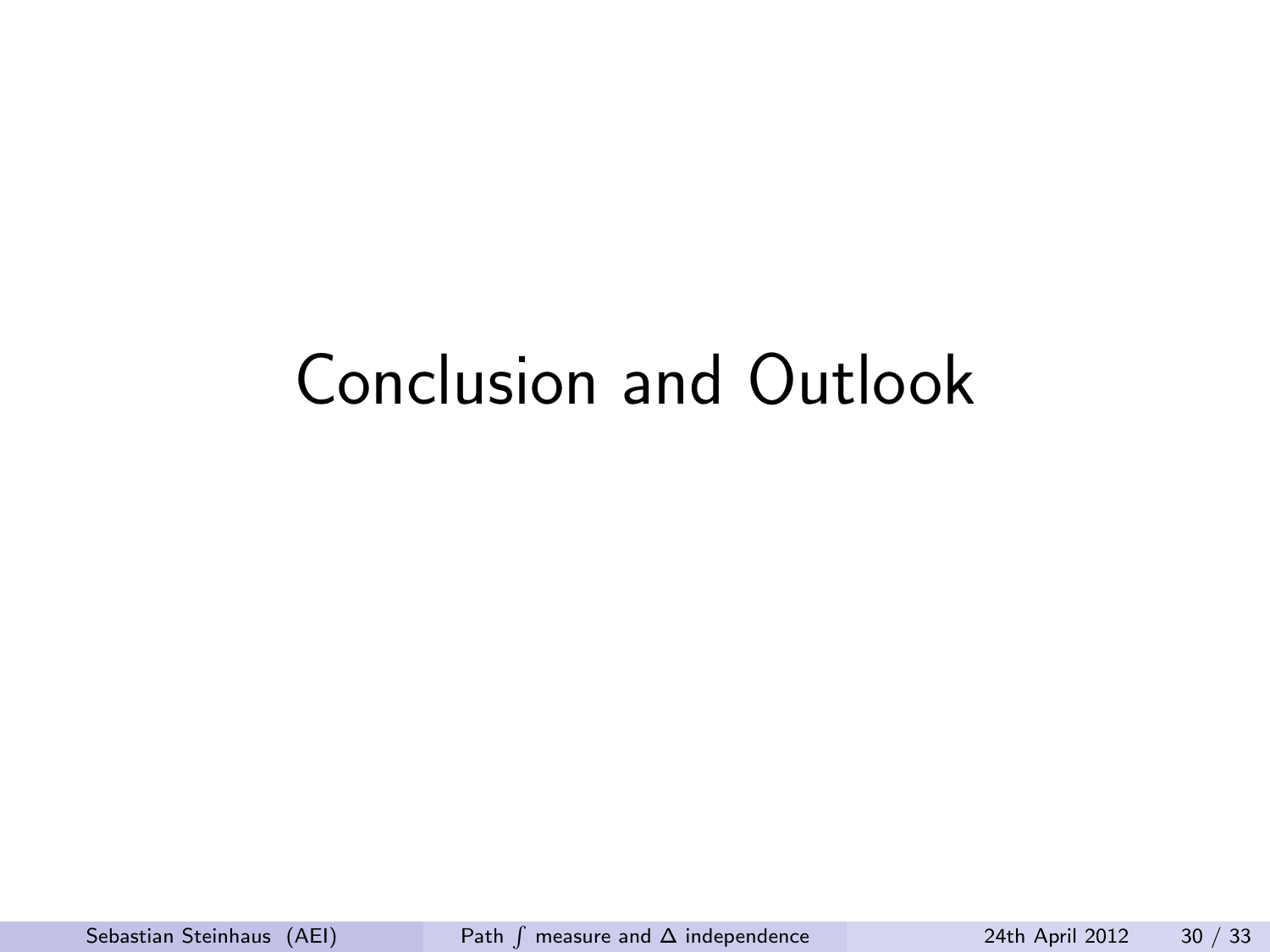# Conclusion and Outlook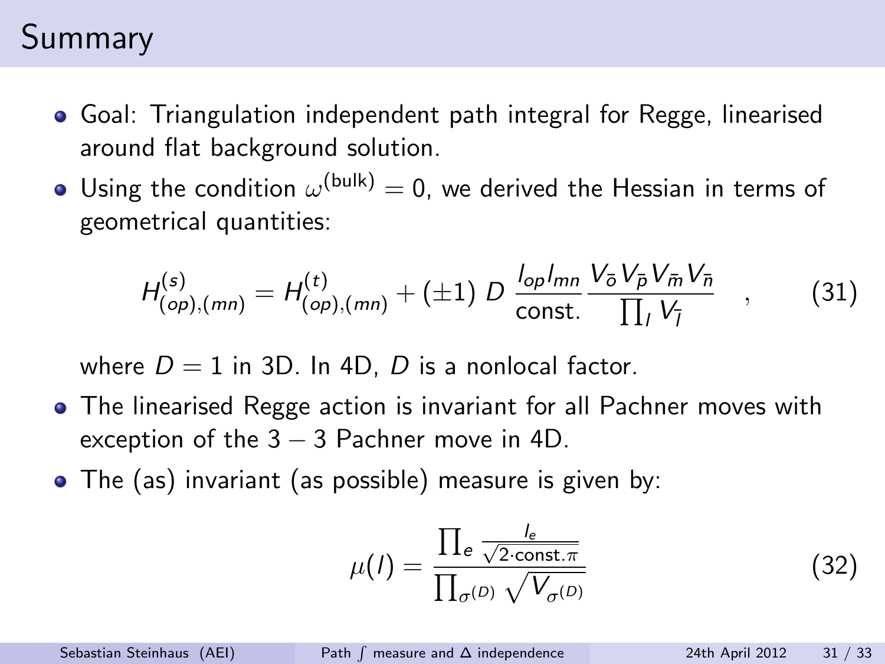# Summary

- Goal: Triangulation independent path integral for Regge, linearised around flat background solution.
- Using the condition $\omega^{(\text{bulk})} = 0$, we derived the Hessian in terms of geometrical quantities:

$$H^{(s)}_{(op),(mn)} = H^{(t)}_{(op),(mn)} + (\pm 1)\; D\; \frac{l_{op} l_{mn}}{\text{const.}} \frac{V_{\bar{o}} V_{\bar{p}} V_{\bar{m}} V_{\bar{n}}}{\prod_l V_{\bar{l}}} \quad , \tag{31}$$

  where $D = 1$ in 3D. In 4D, $D$ is a nonlocal factor.
- The linearised Regge action is invariant for all Pachner moves with exception of the $3-3$ Pachner move in 4D.
- The (as) invariant (as possible) measure is given by:

$$\mu(l) = \frac{\prod_e \frac{l_e}{\sqrt{2 \cdot \text{const.}\pi}}}{\prod_{\sigma^{(D)}} \sqrt{V_{\sigma^{(D)}}}} \tag{32}$$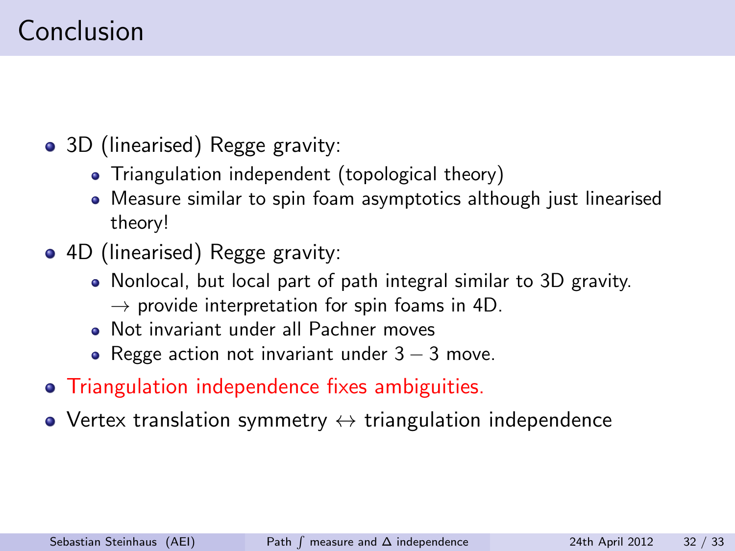# Conclusion

- 3D (linearised) Regge gravity:
  - Triangulation independent (topological theory)
  - Measure similar to spin foam asymptotics although just linearised theory!
- 4D (linearised) Regge gravity:
  - Nonlocal, but local part of path integral similar to 3D gravity. $\rightarrow$ provide interpretation for spin foams in 4D.
  - Not invariant under all Pachner moves
  - Regge action not invariant under $3-3$ move.
- Triangulation independence fixes ambiguities.
- Vertex translation symmetry $\leftrightarrow$ triangulation independence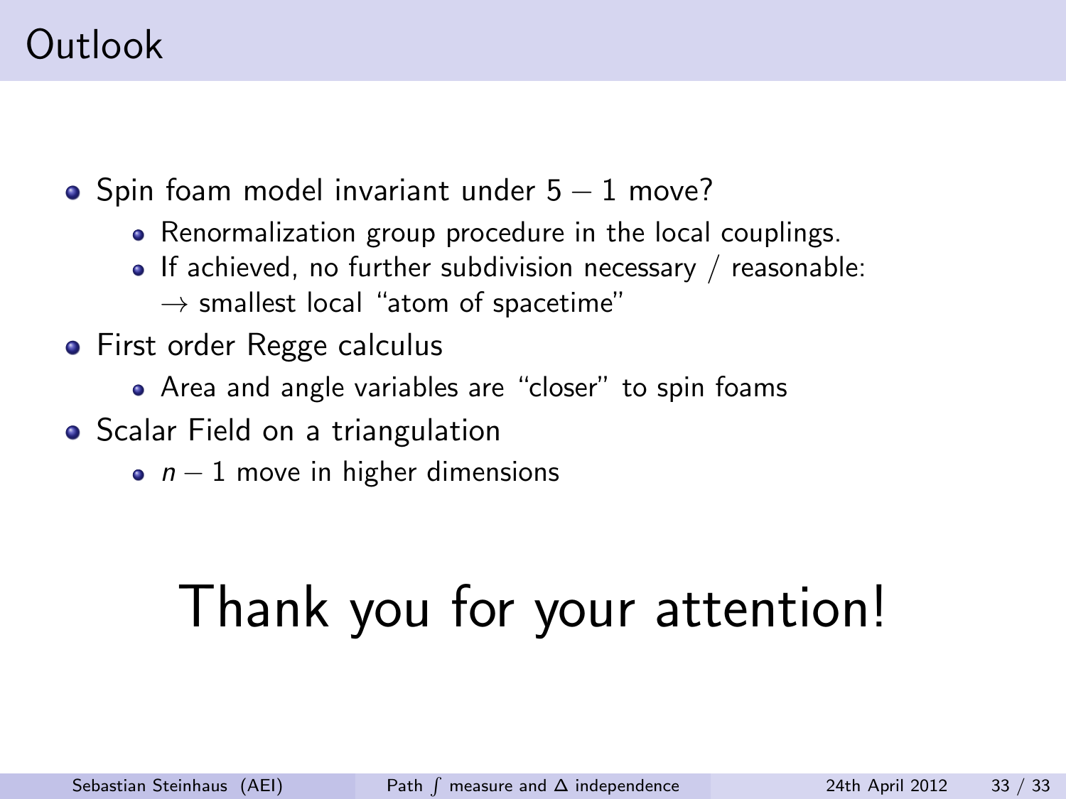# Outlook

- Spin foam model invariant under $5-1$ move?
  - Renormalization group procedure in the local couplings.
  - If achieved, no further subdivision necessary / reasonable: $\rightarrow$ smallest local "atom of spacetime"
- First order Regge calculus
  - Area and angle variables are "closer" to spin foams
- Scalar Field on a triangulation
  - $n-1$ move in higher dimensions

# Thank you for your attention!